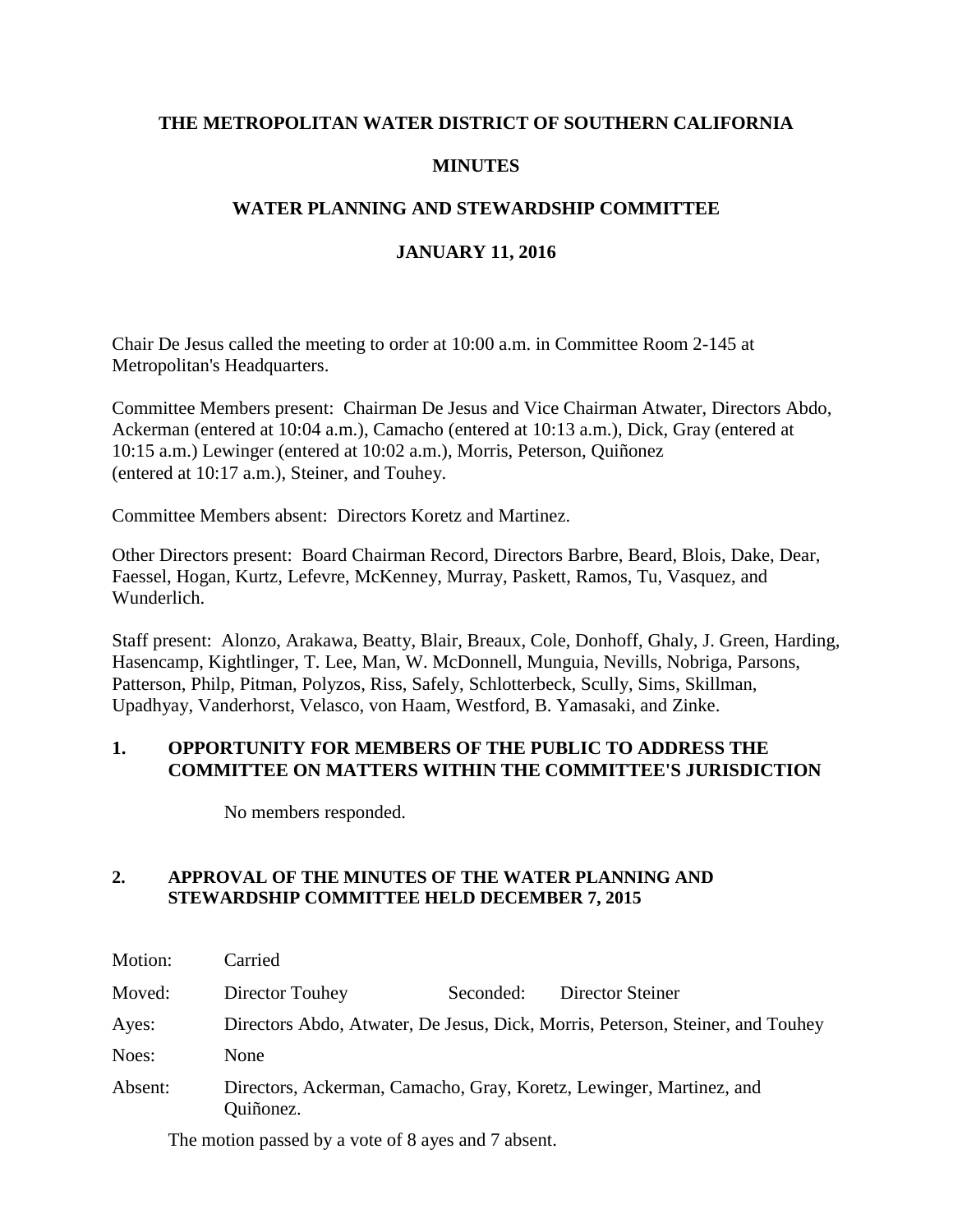# THE METROPOLITAN WATER DISTRICT OF SOUTHERN CALIFORNIA

## MINUTES

## WATER PLANNING AND STEWARDSHIP COMMITTEE

## JANUARY 11, 2016

Chair De Jesus called the meeting to order at 10:00 a.m. in Committee Room 2-145 at Metropolitan's Headquarters.

Committee Members present: Chairman De Jesus and Vice Chairman Atwater, Directors Abdo, Ackerman (entered at 10:04 a.m.), Camacho (entered at 10:13 a.m.), Dick, Gray (entered at 10:15 a.m.) Lewinger (entered at 10:02 a.m.), Morris, Peterson, Quiñonez (entered at 10:17 a.m.), Steiner, and Touhey.

Committee Members absent: Directors Koretz and Martinez.

Other Directors present: Board Chairman Record, Directors Barbre, Beard, Blois, Dake, Dear, Faessel, Hogan, Kurtz, Lefevre, McKenney, Murray, Paskett, Ramos, Tu, Vasquez, and Wunderlich.

Staff present: Alonzo, Arakawa, Beatty, Blair, Breaux, Cole, Donhoff, Ghaly, J. Green, Harding, Hasencamp, Kightlinger, T. Lee, Man, W. McDonnell, Munguia, Nevills, Nobriga, Parsons, Patterson, Philp, Pitman, Polyzos, Riss, Safely, Schlotterbeck, Scully, Sims, Skillman, Upadhyay, Vanderhorst, Velasco, von Haam, Westford, B. Yamasaki, and Zinke.

### 1. OPPORTUNITY FOR MEMBERS OF THE PUBLIC TO ADDRESS THE COMMITTEE ON MATTERS WITHIN THE COMMITTEE'S JURISDICTION

No members responded.

### 2. APPROVAL OF THE MINUTES OF THE WATER PLANNING AND STEWARDSHIP COMMITTEE HELD DECEMBER 7, 2015

| | | | |
|---|---|---|---|
| Motion: | Carried | | |
| Moved: | Director Touhey | Seconded: | Director Steiner |
| Ayes: | Directors Abdo, Atwater, De Jesus, Dick, Morris, Peterson, Steiner, and Touhey | | |
| Noes: | None | | |
| Absent: | Directors, Ackerman, Camacho, Gray, Koretz, Lewinger, Martinez, and Quiñonez. | | |

The motion passed by a vote of 8 ayes and 7 absent.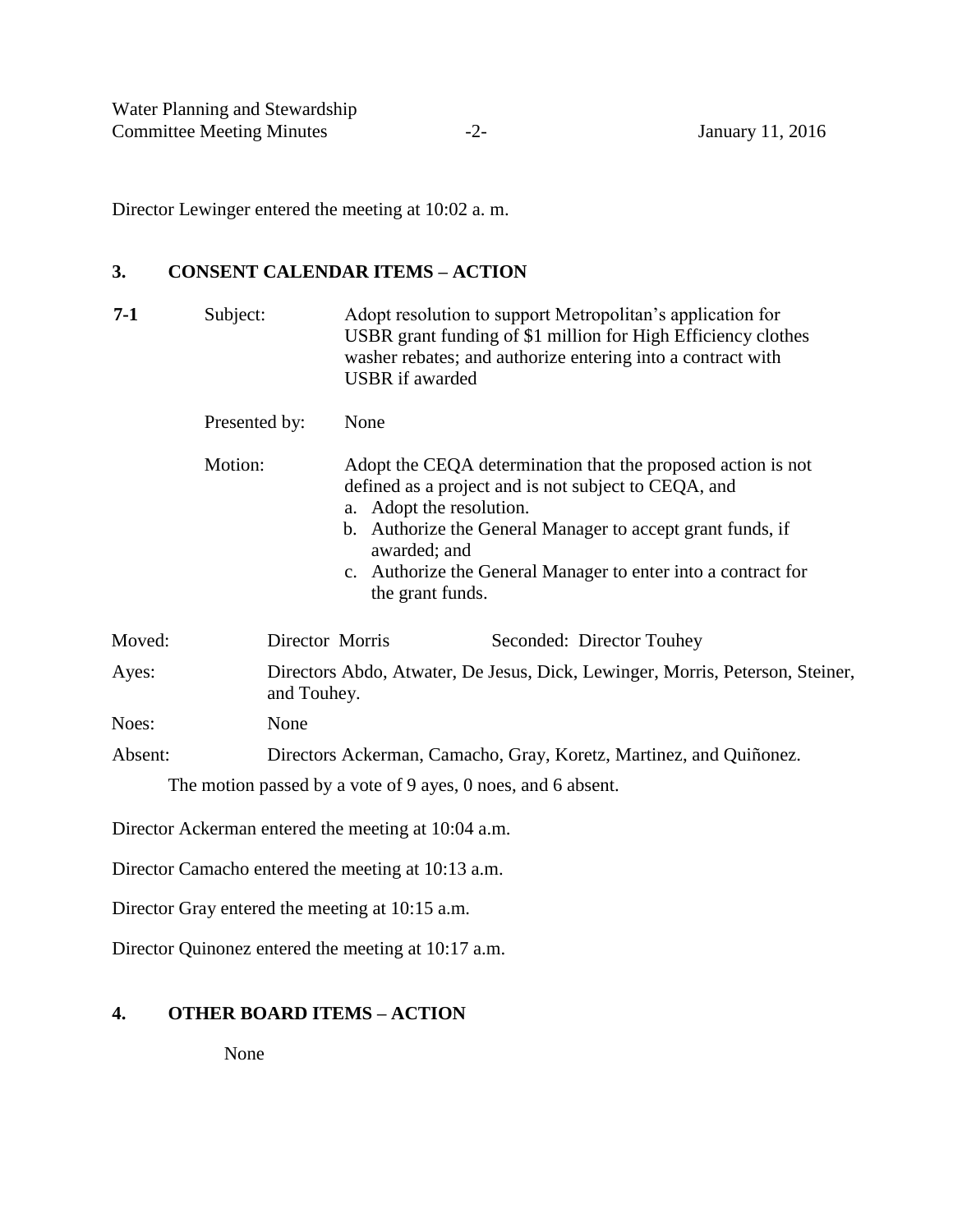Director Lewinger entered the meeting at 10:02 a. m.

## 3. CONSENT CALENDAR ITEMS – ACTION

**7-1** Subject: Adopt resolution to support Metropolitan's application for USBR grant funding of $1 million for High Efficiency clothes washer rebates; and authorize entering into a contract with USBR if awarded

Presented by: None

Motion: Adopt the CEQA determination that the proposed action is not defined as a project and is not subject to CEQA, and

a. Adopt the resolution.
b. Authorize the General Manager to accept grant funds, if awarded; and
c. Authorize the General Manager to enter into a contract for the grant funds.

Moved: Director Morris Seconded: Director Touhey

Ayes: Directors Abdo, Atwater, De Jesus, Dick, Lewinger, Morris, Peterson, Steiner, and Touhey.

Noes: None

Absent: Directors Ackerman, Camacho, Gray, Koretz, Martinez, and Quiñonez.

The motion passed by a vote of 9 ayes, 0 noes, and 6 absent.

Director Ackerman entered the meeting at 10:04 a.m.

Director Camacho entered the meeting at 10:13 a.m.

Director Gray entered the meeting at 10:15 a.m.

Director Quinonez entered the meeting at 10:17 a.m.

## 4. OTHER BOARD ITEMS – ACTION

None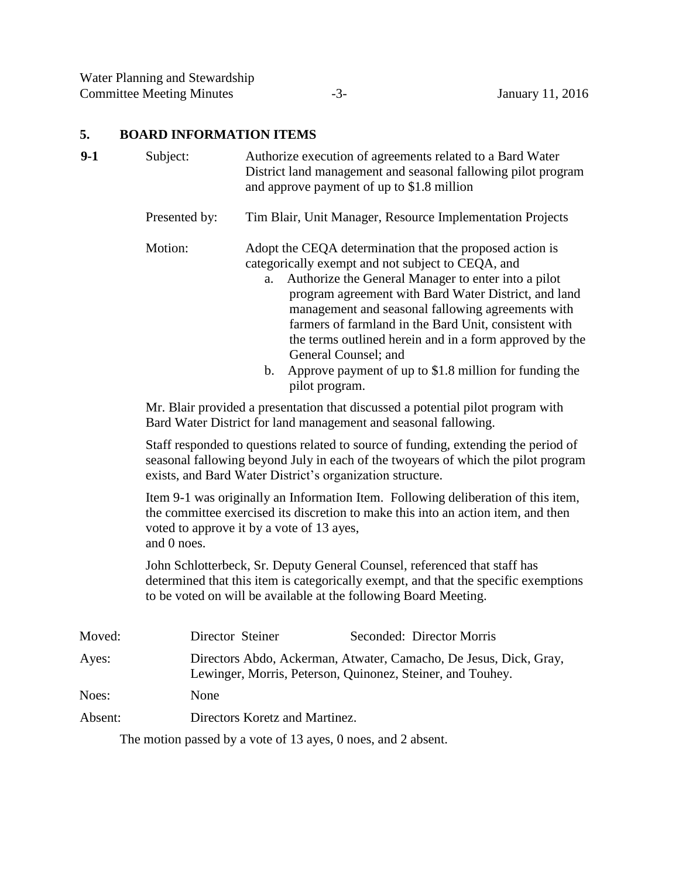## 5. BOARD INFORMATION ITEMS

**9-1** Subject: Authorize execution of agreements related to a Bard Water District land management and seasonal fallowing pilot program and approve payment of up to $1.8 million

Presented by: Tim Blair, Unit Manager, Resource Implementation Projects

Motion: Adopt the CEQA determination that the proposed action is categorically exempt and not subject to CEQA, and

a. Authorize the General Manager to enter into a pilot program agreement with Bard Water District, and land management and seasonal fallowing agreements with farmers of farmland in the Bard Unit, consistent with the terms outlined herein and in a form approved by the General Counsel; and
b. Approve payment of up to $1.8 million for funding the pilot program.

Mr. Blair provided a presentation that discussed a potential pilot program with Bard Water District for land management and seasonal fallowing.

Staff responded to questions related to source of funding, extending the period of seasonal fallowing beyond July in each of the twoyears of which the pilot program exists, and Bard Water District's organization structure.

Item 9-1 was originally an Information Item. Following deliberation of this item, the committee exercised its discretion to make this into an action item, and then voted to approve it by a vote of 13 ayes,
and 0 noes.

John Schlotterbeck, Sr. Deputy General Counsel, referenced that staff has determined that this item is categorically exempt, and that the specific exemptions to be voted on will be available at the following Board Meeting.

Moved: Director Steiner Seconded: Director Morris

Ayes: Directors Abdo, Ackerman, Atwater, Camacho, De Jesus, Dick, Gray, Lewinger, Morris, Peterson, Quinonez, Steiner, and Touhey.

Noes: None

Absent: Directors Koretz and Martinez.

The motion passed by a vote of 13 ayes, 0 noes, and 2 absent.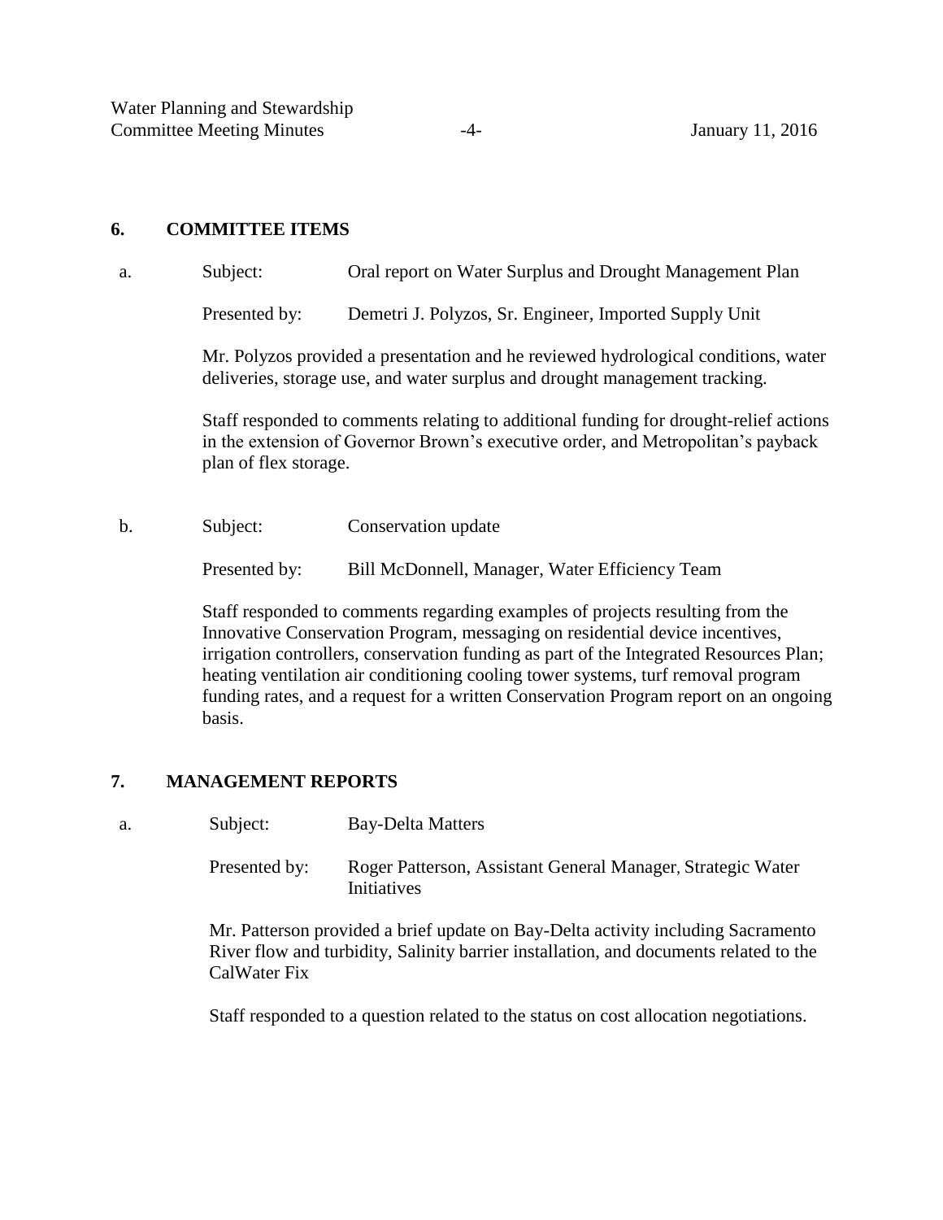## 6. COMMITTEE ITEMS

a. Subject: Oral report on Water Surplus and Drought Management Plan

Presented by: Demetri J. Polyzos, Sr. Engineer, Imported Supply Unit

Mr. Polyzos provided a presentation and he reviewed hydrological conditions, water deliveries, storage use, and water surplus and drought management tracking.

Staff responded to comments relating to additional funding for drought-relief actions in the extension of Governor Brown's executive order, and Metropolitan's payback plan of flex storage.

b. Subject: Conservation update

Presented by: Bill McDonnell, Manager, Water Efficiency Team

Staff responded to comments regarding examples of projects resulting from the Innovative Conservation Program, messaging on residential device incentives, irrigation controllers, conservation funding as part of the Integrated Resources Plan; heating ventilation air conditioning cooling tower systems, turf removal program funding rates, and a request for a written Conservation Program report on an ongoing basis.

## 7. MANAGEMENT REPORTS

a. Subject: Bay-Delta Matters

Presented by: Roger Patterson, Assistant General Manager, Strategic Water Initiatives

Mr. Patterson provided a brief update on Bay-Delta activity including Sacramento River flow and turbidity, Salinity barrier installation, and documents related to the CalWater Fix

Staff responded to a question related to the status on cost allocation negotiations.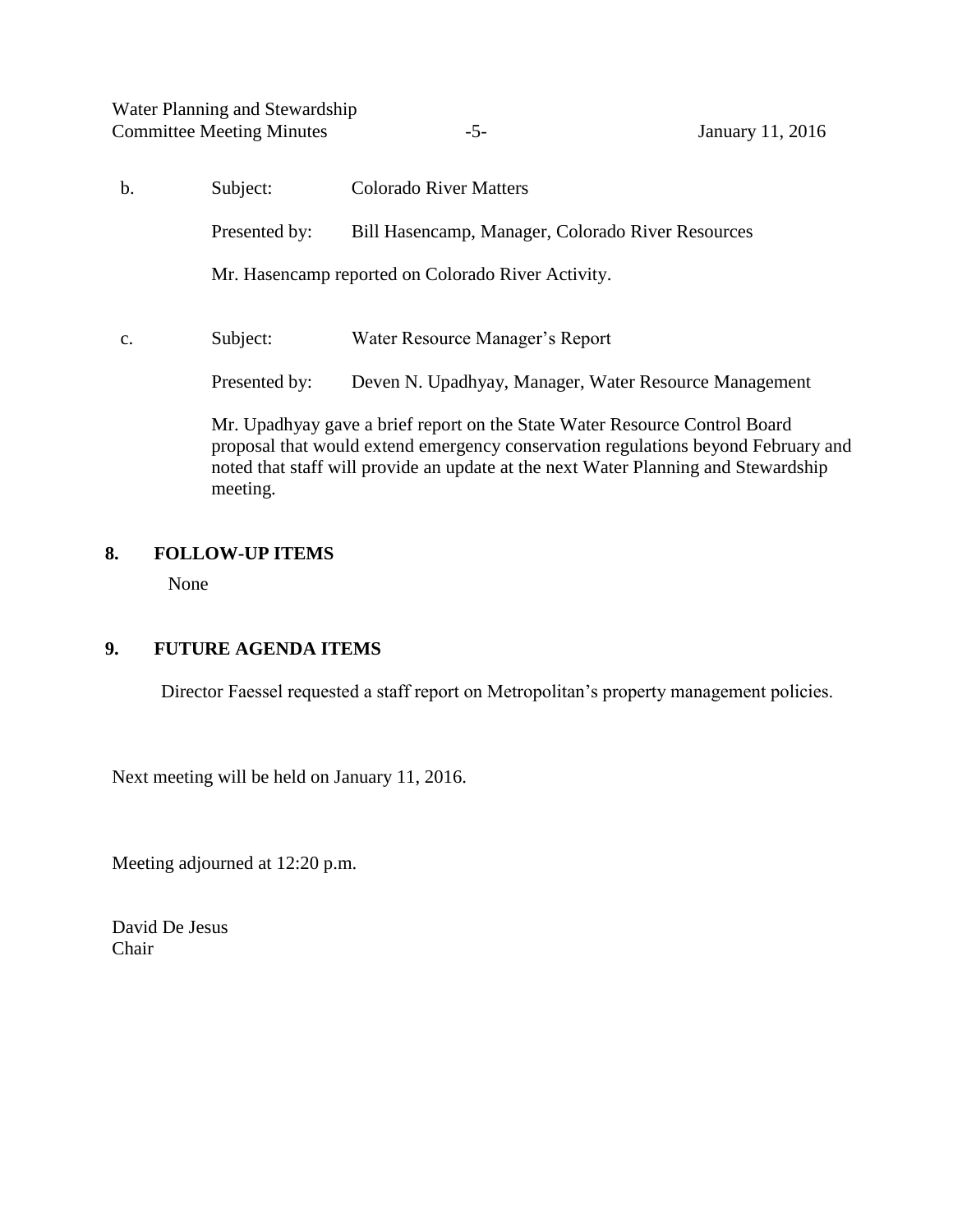b. Subject: Colorado River Matters

Presented by: Bill Hasencamp, Manager, Colorado River Resources

Mr. Hasencamp reported on Colorado River Activity.

c. Subject: Water Resource Manager's Report

Presented by: Deven N. Upadhyay, Manager, Water Resource Management

Mr. Upadhyay gave a brief report on the State Water Resource Control Board proposal that would extend emergency conservation regulations beyond February and noted that staff will provide an update at the next Water Planning and Stewardship meeting.

## 8. FOLLOW-UP ITEMS

None

## 9. FUTURE AGENDA ITEMS

Director Faessel requested a staff report on Metropolitan's property management policies.

Next meeting will be held on January 11, 2016.

Meeting adjourned at 12:20 p.m.

David De Jesus
Chair